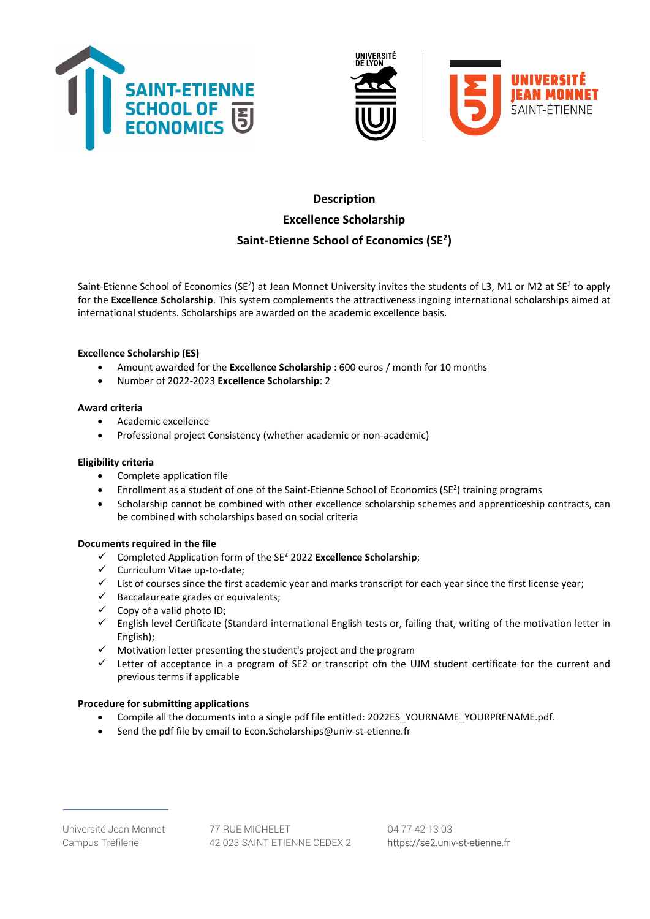# Description

# Excellence Scholarship

# Saint-Etienne School of Economics (SE²)

Saint-Etienne School of Economics (SE²) at Jean Monnet University invites the students of L3, M1 or M2 at SE² to apply for the **Excellence Scholarship**. This system complements the attractiveness ingoing international scholarships aimed at international students. Scholarships are awarded on the academic excellence basis.

**Excellence Scholarship (ES)**

- Amount awarded for the **Excellence Scholarship** : 600 euros / month for 10 months
- Number of 2022-2023 **Excellence Scholarship**: 2

**Award criteria**

- Academic excellence
- Professional project Consistency (whether academic or non-academic)

**Eligibility criteria**

- Complete application file
- Enrollment as a student of one of the Saint-Etienne School of Economics (SE²) training programs
- Scholarship cannot be combined with other excellence scholarship schemes and apprenticeship contracts, can be combined with scholarships based on social criteria

**Documents required in the file**

- ✓ Completed Application form of the SE² 2022 **Excellence Scholarship**;
- ✓ Curriculum Vitae up-to-date;
- ✓ List of courses since the first academic year and marks transcript for each year since the first license year;
- ✓ Baccalaureate grades or equivalents;
- ✓ Copy of a valid photo ID;
- ✓ English level Certificate (Standard international English tests or, failing that, writing of the motivation letter in English);
- ✓ Motivation letter presenting the student's project and the program
- ✓ Letter of acceptance in a program of SE2 or transcript ofn the UJM student certificate for the current and previous terms if applicable

**Procedure for submitting applications**

- Compile all the documents into a single pdf file entitled: 2022ES_YOURNAME_YOURPRENAME.pdf.
- Send the pdf file by email to Econ.Scholarships@univ-st-etienne.fr

Université Jean Monnet
Campus Tréfilerie

77 RUE MICHELET
42 023 SAINT ETIENNE CEDEX 2

04 77 42 13 03
https://se2.univ-st-etienne.fr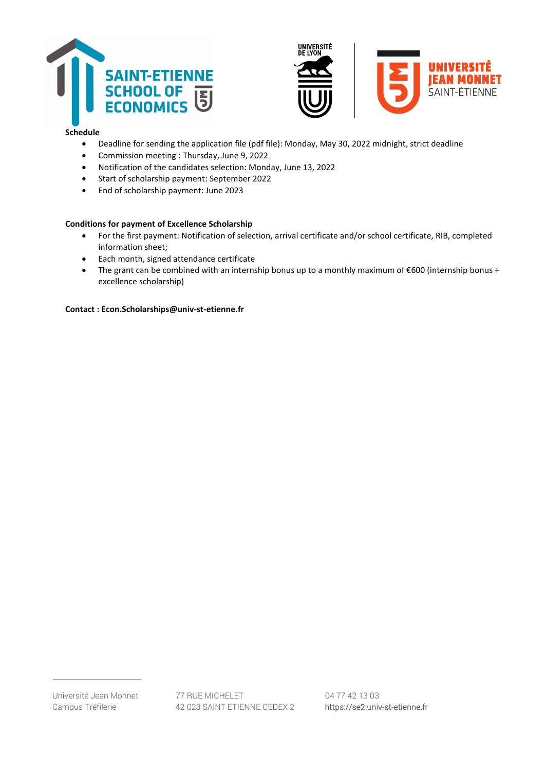**Schedule**

- Deadline for sending the application file (pdf file): Monday, May 30, 2022 midnight, strict deadline
- Commission meeting : Thursday, June 9, 2022
- Notification of the candidates selection: Monday, June 13, 2022
- Start of scholarship payment: September 2022
- End of scholarship payment: June 2023

**Conditions for payment of Excellence Scholarship**

- For the first payment: Notification of selection, arrival certificate and/or school certificate, RIB, completed information sheet;
- Each month, signed attendance certificate
- The grant can be combined with an internship bonus up to a monthly maximum of €600 (internship bonus + excellence scholarship)

**Contact : Econ.Scholarships@univ-st-etienne.fr**